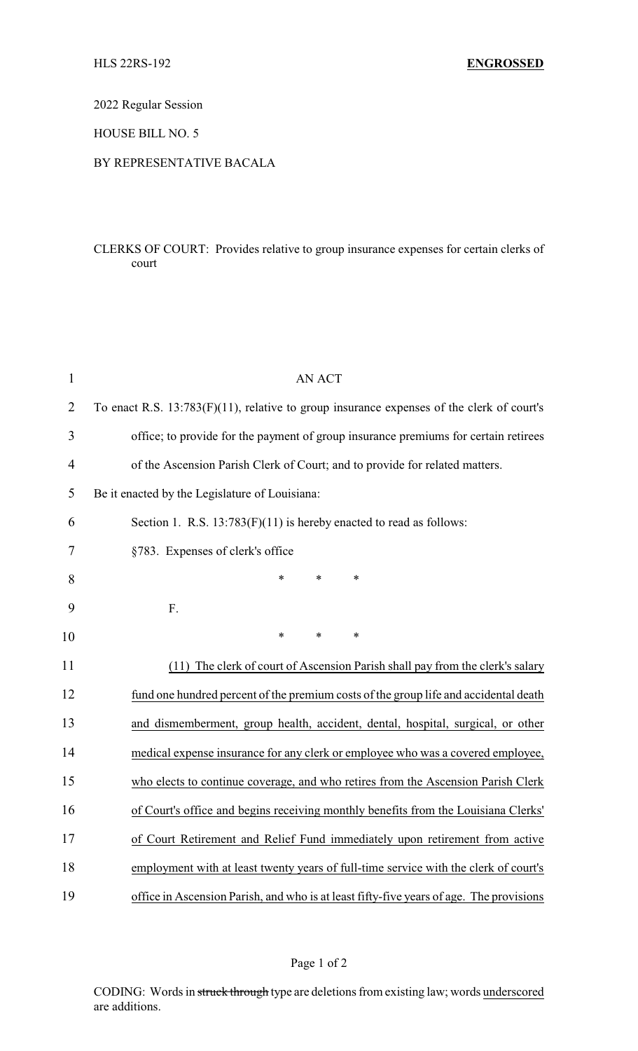HLS 22RS-192 **ENGROSSED**

2022 Regular Session

HOUSE BILL NO. 5

BY REPRESENTATIVE BACALA

CLERKS OF COURT: Provides relative to group insurance expenses for certain clerks of court

AN ACT

To enact R.S. 13:783(F)(11), relative to group insurance expenses of the clerk of court's office; to provide for the payment of group insurance premiums for certain retirees of the Ascension Parish Clerk of Court; and to provide for related matters.

Be it enacted by the Legislature of Louisiana:

Section 1. R.S. 13:783(F)(11) is hereby enacted to read as follows:

§783. Expenses of clerk's office

\* \* \*

F.

\* \* \*

(11) The clerk of court of Ascension Parish shall pay from the clerk's salary fund one hundred percent of the premium costs of the group life and accidental death and dismemberment, group health, accident, dental, hospital, surgical, or other medical expense insurance for any clerk or employee who was a covered employee, who elects to continue coverage, and who retires from the Ascension Parish Clerk of Court's office and begins receiving monthly benefits from the Louisiana Clerks' of Court Retirement and Relief Fund immediately upon retirement from active employment with at least twenty years of full-time service with the clerk of court's office in Ascension Parish, and who is at least fifty-five years of age. The provisions

CODING: Words in ~~struck through~~ type are deletions from existing law; words underscored are additions.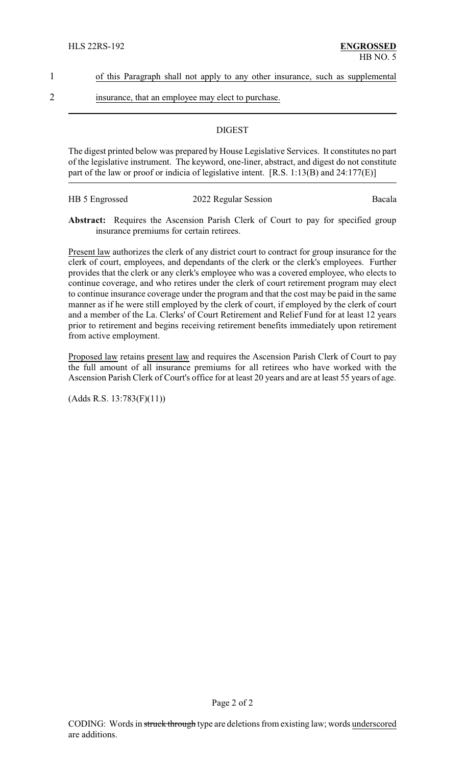1 of this Paragraph shall not apply to any other insurance, such as supplemental

2 insurance, that an employee may elect to purchase.

## DIGEST

The digest printed below was prepared by House Legislative Services. It constitutes no part of the legislative instrument. The keyword, one-liner, abstract, and digest do not constitute part of the law or proof or indicia of legislative intent. [R.S. 1:13(B) and 24:177(E)]

HB 5 Engrossed 2022 Regular Session Bacala

**Abstract:** Requires the Ascension Parish Clerk of Court to pay for specified group insurance premiums for certain retirees.

Present law authorizes the clerk of any district court to contract for group insurance for the clerk of court, employees, and dependants of the clerk or the clerk's employees. Further provides that the clerk or any clerk's employee who was a covered employee, who elects to continue coverage, and who retires under the clerk of court retirement program may elect to continue insurance coverage under the program and that the cost may be paid in the same manner as if he were still employed by the clerk of court, if employed by the clerk of court and a member of the La. Clerks' of Court Retirement and Relief Fund for at least 12 years prior to retirement and begins receiving retirement benefits immediately upon retirement from active employment.

Proposed law retains present law and requires the Ascension Parish Clerk of Court to pay the full amount of all insurance premiums for all retirees who have worked with the Ascension Parish Clerk of Court's office for at least 20 years and are at least 55 years of age.

(Adds R.S. 13:783(F)(11))

CODING: Words in ~~struck through~~ type are deletions from existing law; words underscored are additions.